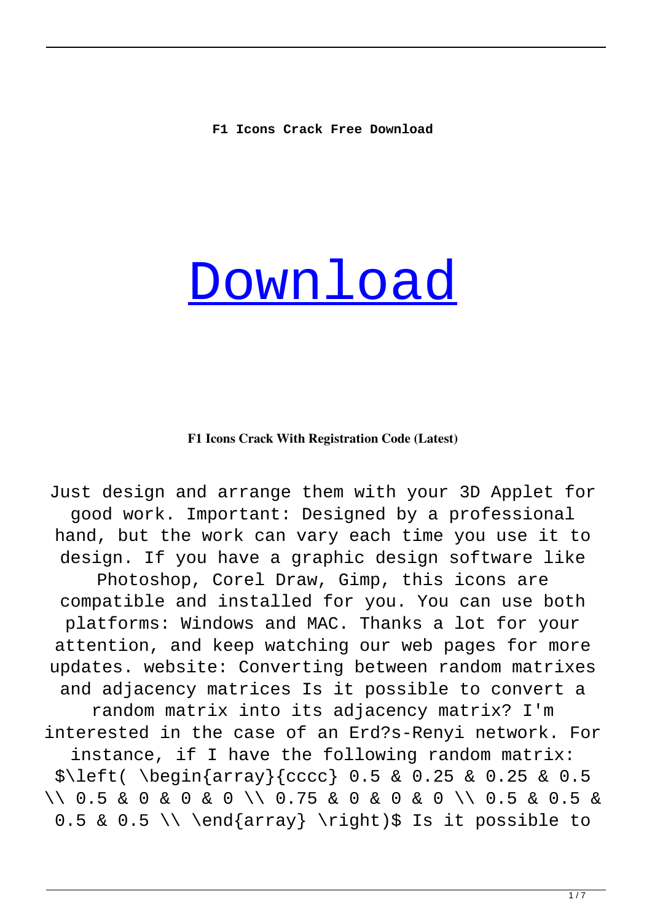**F1 Icons Crack Free Download**

# [Download](#)

**F1 Icons Crack With Registration Code (Latest)**

Just design and arrange them with your 3D Applet for good work. Important: Designed by a professional hand, but the work can vary each time you use it to design. If you have a graphic design software like Photoshop, Corel Draw, Gimp, this icons are compatible and installed for you. You can use both platforms: Windows and MAC. Thanks a lot for your attention, and keep watching our web pages for more updates. website: Converting between random matrixes and adjacency matrices Is it possible to convert a random matrix into its adjacency matrix? I'm interested in the case of an Erd?s-Renyi network. For instance, if I have the following random matrix: $\left( \begin{array}{cccc} 0.5 & 0.25 & 0.25 & 0.5 \\ 0.5 & 0 & 0 & 0 \\ 0.75 & 0 & 0 & 0 \\ 0.5 & 0.5 & 0.5 & 0.5 \\ \end{array} \right)$ Is it possible to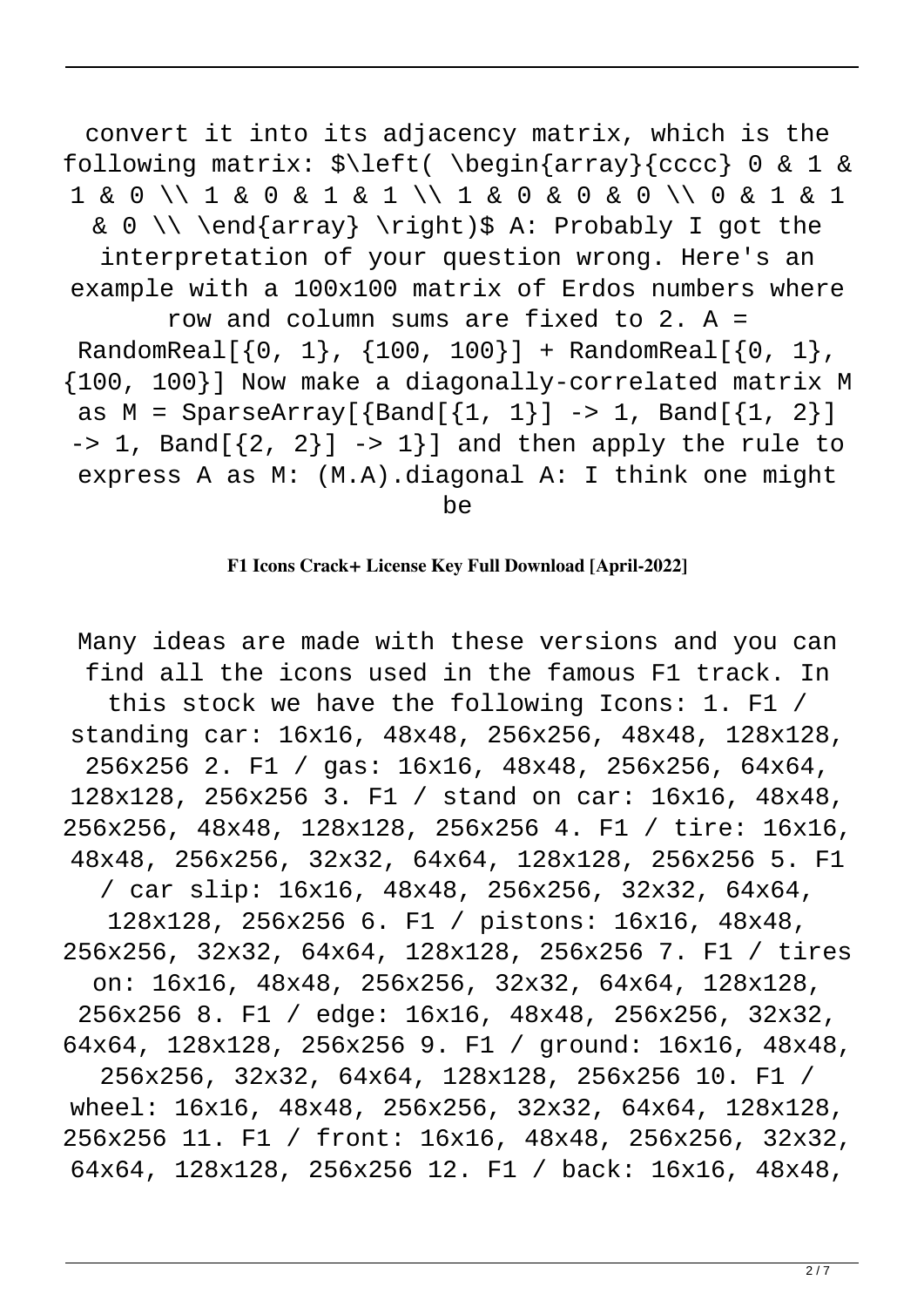convert it into its adjacency matrix, which is the following matrix: $\left( \begin{array}{cccc} 0 & 1 & 1 & 0 \\ 1 & 0 & 1 & 1 \\ 1 & 0 & 0 & 0 \\ 0 & 1 & 1 & 0 \\ \end{array} \right)$ A: Probably I got the interpretation of your question wrong. Here's an example with a 100x100 matrix of Erdos numbers where row and column sums are fixed to 2. A = RandomReal[{0, 1}, {100, 100}] + RandomReal[{0, 1}, {100, 100}] Now make a diagonally-correlated matrix M as M = SparseArray[{Band[{1, 1}] -> 1, Band[{1, 2}] -> 1, Band[{2, 2}] -> 1}] and then apply the rule to express A as M: (M.A).diagonal A: I think one might be

**F1 Icons Crack+ License Key Full Download [April-2022]**

Many ideas are made with these versions and you can find all the icons used in the famous F1 track. In this stock we have the following Icons: 1. F1 / standing car: 16x16, 48x48, 256x256, 48x48, 128x128, 256x256 2. F1 / gas: 16x16, 48x48, 256x256, 64x64, 128x128, 256x256 3. F1 / stand on car: 16x16, 48x48, 256x256, 48x48, 128x128, 256x256 4. F1 / tire: 16x16, 48x48, 256x256, 32x32, 64x64, 128x128, 256x256 5. F1 / car slip: 16x16, 48x48, 256x256, 32x32, 64x64, 128x128, 256x256 6. F1 / pistons: 16x16, 48x48, 256x256, 32x32, 64x64, 128x128, 256x256 7. F1 / tires on: 16x16, 48x48, 256x256, 32x32, 64x64, 128x128, 256x256 8. F1 / edge: 16x16, 48x48, 256x256, 32x32, 64x64, 128x128, 256x256 9. F1 / ground: 16x16, 48x48, 256x256, 32x32, 64x64, 128x128, 256x256 10. F1 / wheel: 16x16, 48x48, 256x256, 32x32, 64x64, 128x128, 256x256 11. F1 / front: 16x16, 48x48, 256x256, 32x32, 64x64, 128x128, 256x256 12. F1 / back: 16x16, 48x48,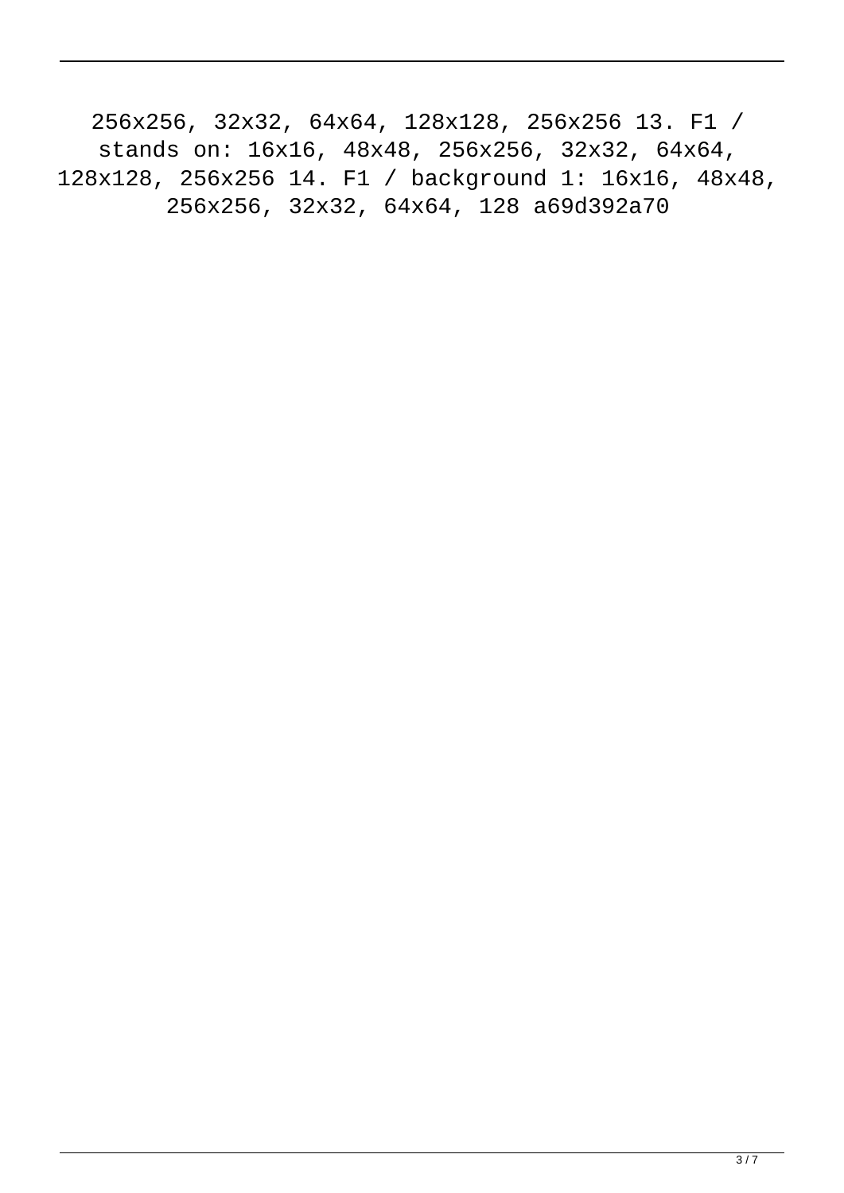256x256, 32x32, 64x64, 128x128, 256x256 13. F1 / stands on: 16x16, 48x48, 256x256, 32x32, 64x64, 128x128, 256x256 14. F1 / background 1: 16x16, 48x48, 256x256, 32x32, 64x64, 128 a69d392a70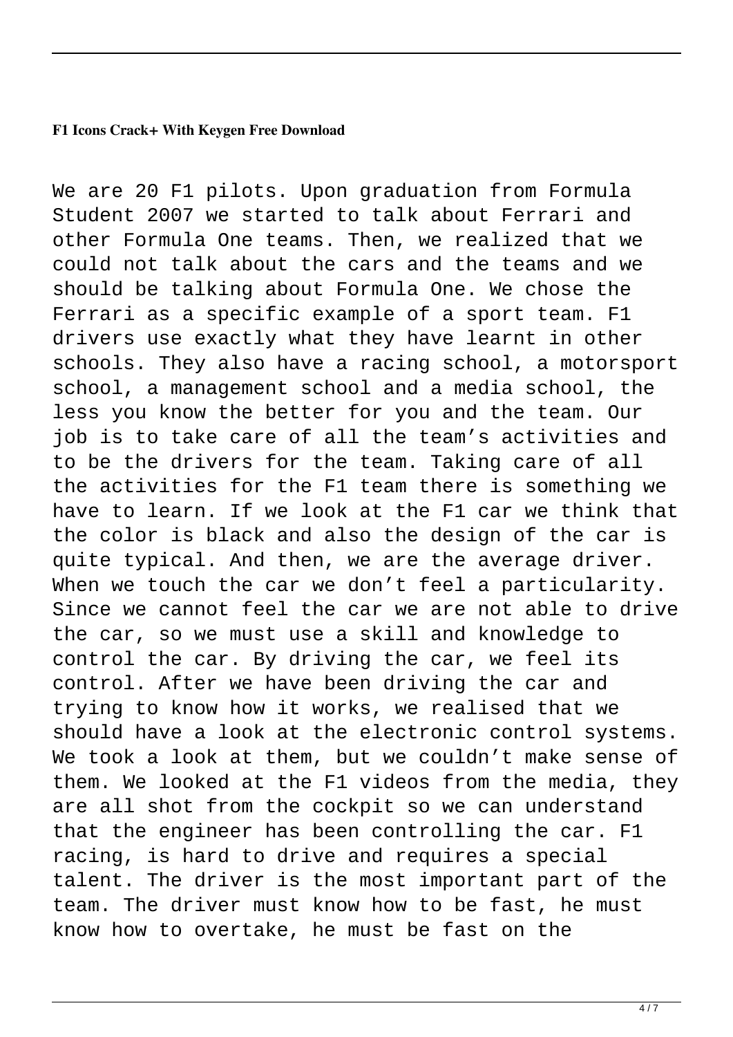**F1 Icons Crack+ With Keygen Free Download**

We are 20 F1 pilots. Upon graduation from Formula Student 2007 we started to talk about Ferrari and other Formula One teams. Then, we realized that we could not talk about the cars and the teams and we should be talking about Formula One. We chose the Ferrari as a specific example of a sport team. F1 drivers use exactly what they have learnt in other schools. They also have a racing school, a motorsport school, a management school and a media school, the less you know the better for you and the team. Our job is to take care of all the team's activities and to be the drivers for the team. Taking care of all the activities for the F1 team there is something we have to learn. If we look at the F1 car we think that the color is black and also the design of the car is quite typical. And then, we are the average driver. When we touch the car we don't feel a particularity. Since we cannot feel the car we are not able to drive the car, so we must use a skill and knowledge to control the car. By driving the car, we feel its control. After we have been driving the car and trying to know how it works, we realised that we should have a look at the electronic control systems. We took a look at them, but we couldn't make sense of them. We looked at the F1 videos from the media, they are all shot from the cockpit so we can understand that the engineer has been controlling the car. F1 racing, is hard to drive and requires a special talent. The driver is the most important part of the team. The driver must know how to be fast, he must know how to overtake, he must be fast on the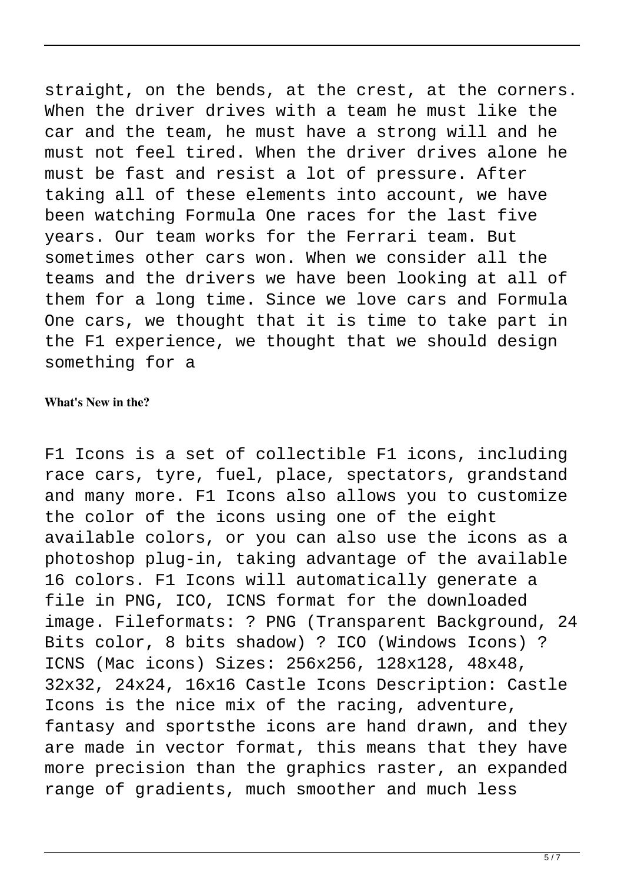straight, on the bends, at the crest, at the corners. When the driver drives with a team he must like the car and the team, he must have a strong will and he must not feel tired. When the driver drives alone he must be fast and resist a lot of pressure. After taking all of these elements into account, we have been watching Formula One races for the last five years. Our team works for the Ferrari team. But sometimes other cars won. When we consider all the teams and the drivers we have been looking at all of them for a long time. Since we love cars and Formula One cars, we thought that it is time to take part in the F1 experience, we thought that we should design something for a

**What's New in the?**

F1 Icons is a set of collectible F1 icons, including race cars, tyre, fuel, place, spectators, grandstand and many more. F1 Icons also allows you to customize the color of the icons using one of the eight available colors, or you can also use the icons as a photoshop plug-in, taking advantage of the available 16 colors. F1 Icons will automatically generate a file in PNG, ICO, ICNS format for the downloaded image. Fileformats: ? PNG (Transparent Background, 24 Bits color, 8 bits shadow) ? ICO (Windows Icons) ? ICNS (Mac icons) Sizes: 256x256, 128x128, 48x48, 32x32, 24x24, 16x16 Castle Icons Description: Castle Icons is the nice mix of the racing, adventure, fantasy and sportsthe icons are hand drawn, and they are made in vector format, this means that they have more precision than the graphics raster, an expanded range of gradients, much smoother and much less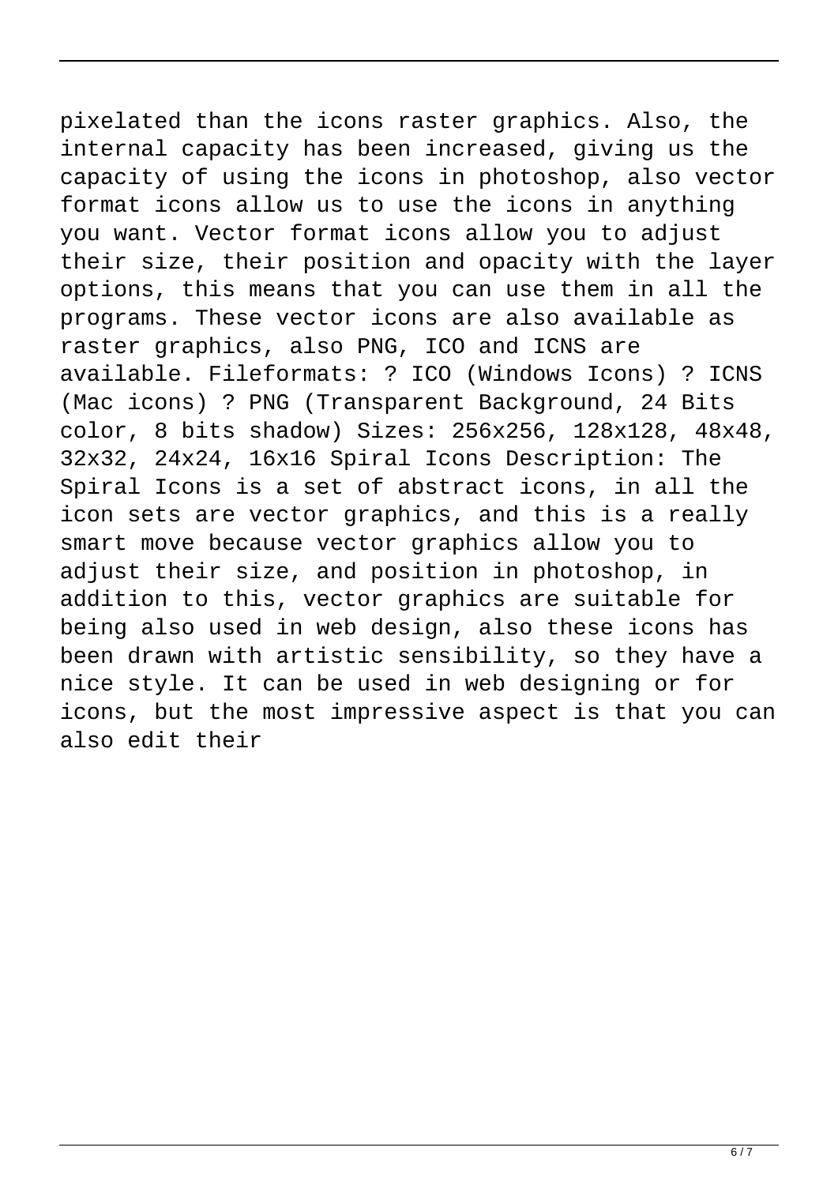pixelated than the icons raster graphics. Also, the internal capacity has been increased, giving us the capacity of using the icons in photoshop, also vector format icons allow us to use the icons in anything you want. Vector format icons allow you to adjust their size, their position and opacity with the layer options, this means that you can use them in all the programs. These vector icons are also available as raster graphics, also PNG, ICO and ICNS are available. Fileformats: ? ICO (Windows Icons) ? ICNS (Mac icons) ? PNG (Transparent Background, 24 Bits color, 8 bits shadow) Sizes: 256x256, 128x128, 48x48, 32x32, 24x24, 16x16 Spiral Icons Description: The Spiral Icons is a set of abstract icons, in all the icon sets are vector graphics, and this is a really smart move because vector graphics allow you to adjust their size, and position in photoshop, in addition to this, vector graphics are suitable for being also used in web design, also these icons has been drawn with artistic sensibility, so they have a nice style. It can be used in web designing or for icons, but the most impressive aspect is that you can also edit their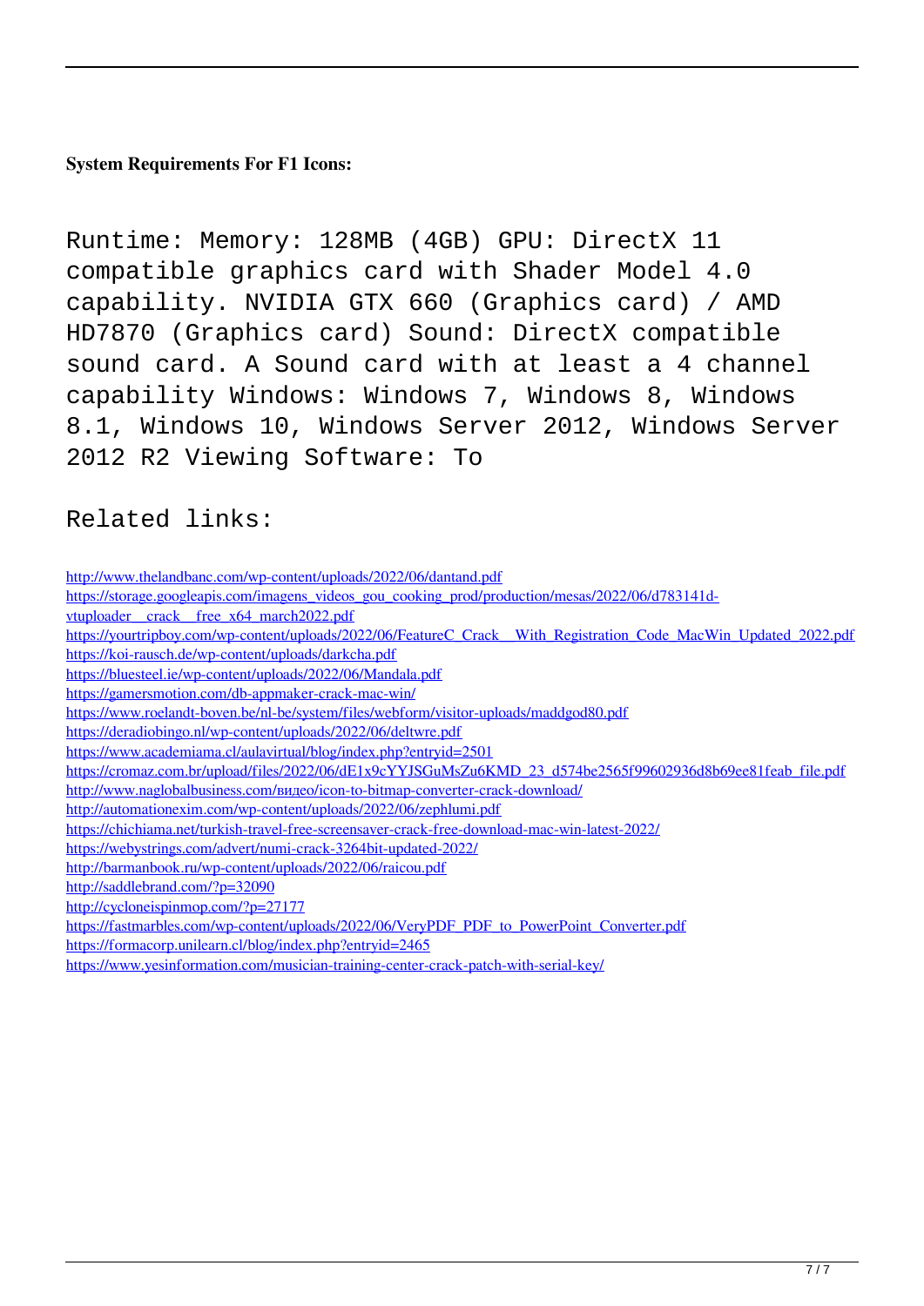**System Requirements For F1 Icons:**

Runtime: Memory: 128MB (4GB) GPU: DirectX 11 compatible graphics card with Shader Model 4.0 capability. NVIDIA GTX 660 (Graphics card) / AMD HD7870 (Graphics card) Sound: DirectX compatible sound card. A Sound card with at least a 4 channel capability Windows: Windows 7, Windows 8, Windows 8.1, Windows 10, Windows Server 2012, Windows Server 2012 R2 Viewing Software: To

Related links:

http://www.thelandbanc.com/wp-content/uploads/2022/06/dantand.pdf
https://storage.googleapis.com/imagens_videos_gou_cooking_prod/production/mesas/2022/06/d783141d-vtuploader__crack__free_x64_march2022.pdf
https://yourtripboy.com/wp-content/uploads/2022/06/FeatureC_Crack__With_Registration_Code_MacWin_Updated_2022.pdf
https://koi-rausch.de/wp-content/uploads/darkcha.pdf
https://bluesteel.ie/wp-content/uploads/2022/06/Mandala.pdf
https://gamersmotion.com/db-appmaker-crack-mac-win/
https://www.roelandt-boven.be/nl-be/system/files/webform/visitor-uploads/maddgod80.pdf
https://deradiobingo.nl/wp-content/uploads/2022/06/deltwre.pdf
https://www.academiama.cl/aulavirtual/blog/index.php?entryid=2501
https://cromaz.com.br/upload/files/2022/06/dE1x9cYYJSGuMsZu6KMD_23_d574be2565f99602936d8b69ee81feab_file.pdf
http://www.naglobalbusiness.com/видео/icon-to-bitmap-converter-crack-download/
http://automationexim.com/wp-content/uploads/2022/06/zephlumi.pdf
https://chichiama.net/turkish-travel-free-screensaver-crack-free-download-mac-win-latest-2022/
https://webystrings.com/advert/numi-crack-3264bit-updated-2022/
http://barmanbook.ru/wp-content/uploads/2022/06/raicou.pdf
http://saddlebrand.com/?p=32090
http://cycloneispinmop.com/?p=27177
https://fastmarbles.com/wp-content/uploads/2022/06/VeryPDF_PDF_to_PowerPoint_Converter.pdf
https://formacorp.unilearn.cl/blog/index.php?entryid=2465
https://www.yesinformation.com/musician-training-center-crack-patch-with-serial-key/